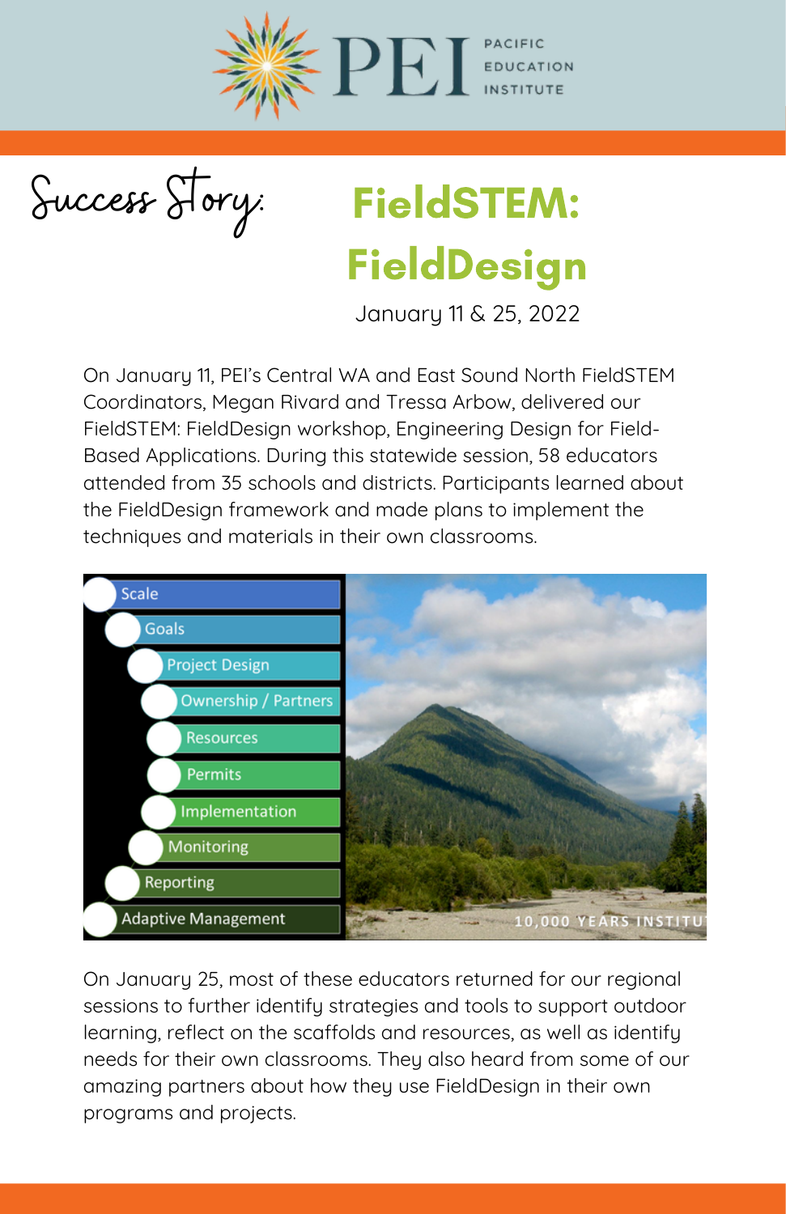PACIFIC EDUCATION INSTITUTE

Success Story:

# FieldSTEM: FieldDesign

January 11 & 25, 2022

On January 11, PEI's Central WA and East Sound North FieldSTEM Coordinators, Megan Rivard and Tressa Arbow, delivered our FieldSTEM: FieldDesign workshop, Engineering Design for Field-Based Applications. During this statewide session, 58 educators attended from 35 schools and districts. Participants learned about the FieldDesign framework and made plans to implement the techniques and materials in their own classrooms.

- Scale
- Goals
- Project Design
- Ownership / Partners
- Resources
- Permits
- Implementation
- Monitoring
- Reporting
- Adaptive Management

On January 25, most of these educators returned for our regional sessions to further identify strategies and tools to support outdoor learning, reflect on the scaffolds and resources, as well as identify needs for their own classrooms. They also heard from some of our amazing partners about how they use FieldDesign in their own programs and projects.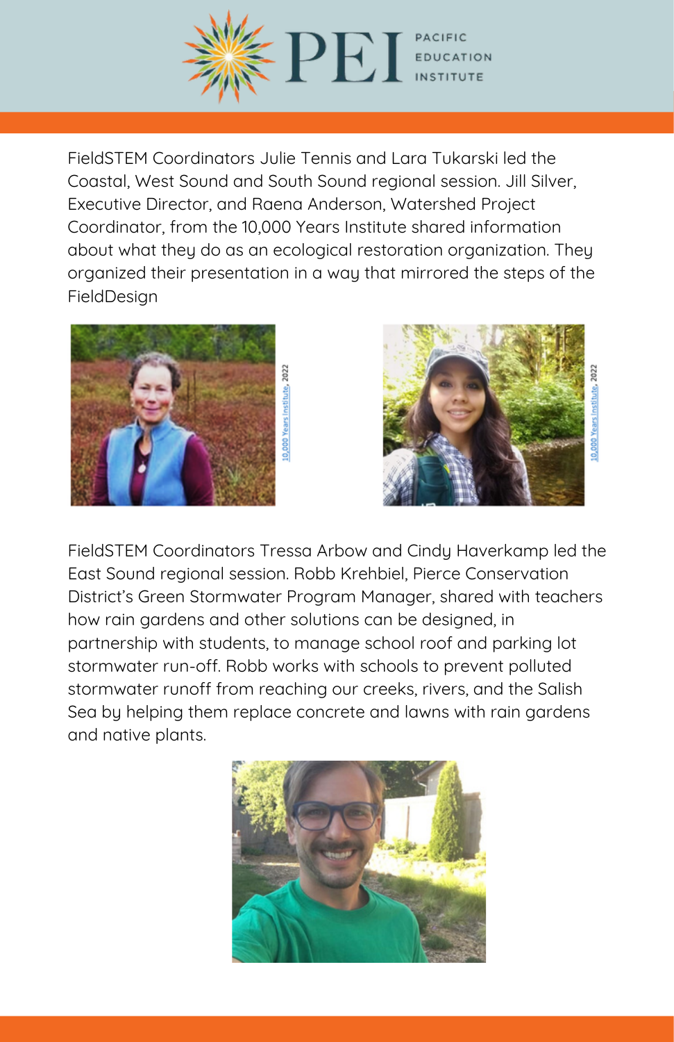FieldSTEM Coordinators Julie Tennis and Lara Tukarski led the Coastal, West Sound and South Sound regional session. Jill Silver, Executive Director, and Raena Anderson, Watershed Project Coordinator, from the 10,000 Years Institute shared information about what they do as an ecological restoration organization. They organized their presentation in a way that mirrored the steps of the FieldDesign

10,000 Years Institute, 2022

10,000 Years Institute, 2022

FieldSTEM Coordinators Tressa Arbow and Cindy Haverkamp led the East Sound regional session. Robb Krehbiel, Pierce Conservation District's Green Stormwater Program Manager, shared with teachers how rain gardens and other solutions can be designed, in partnership with students, to manage school roof and parking lot stormwater run-off. Robb works with schools to prevent polluted stormwater runoff from reaching our creeks, rivers, and the Salish Sea by helping them replace concrete and lawns with rain gardens and native plants.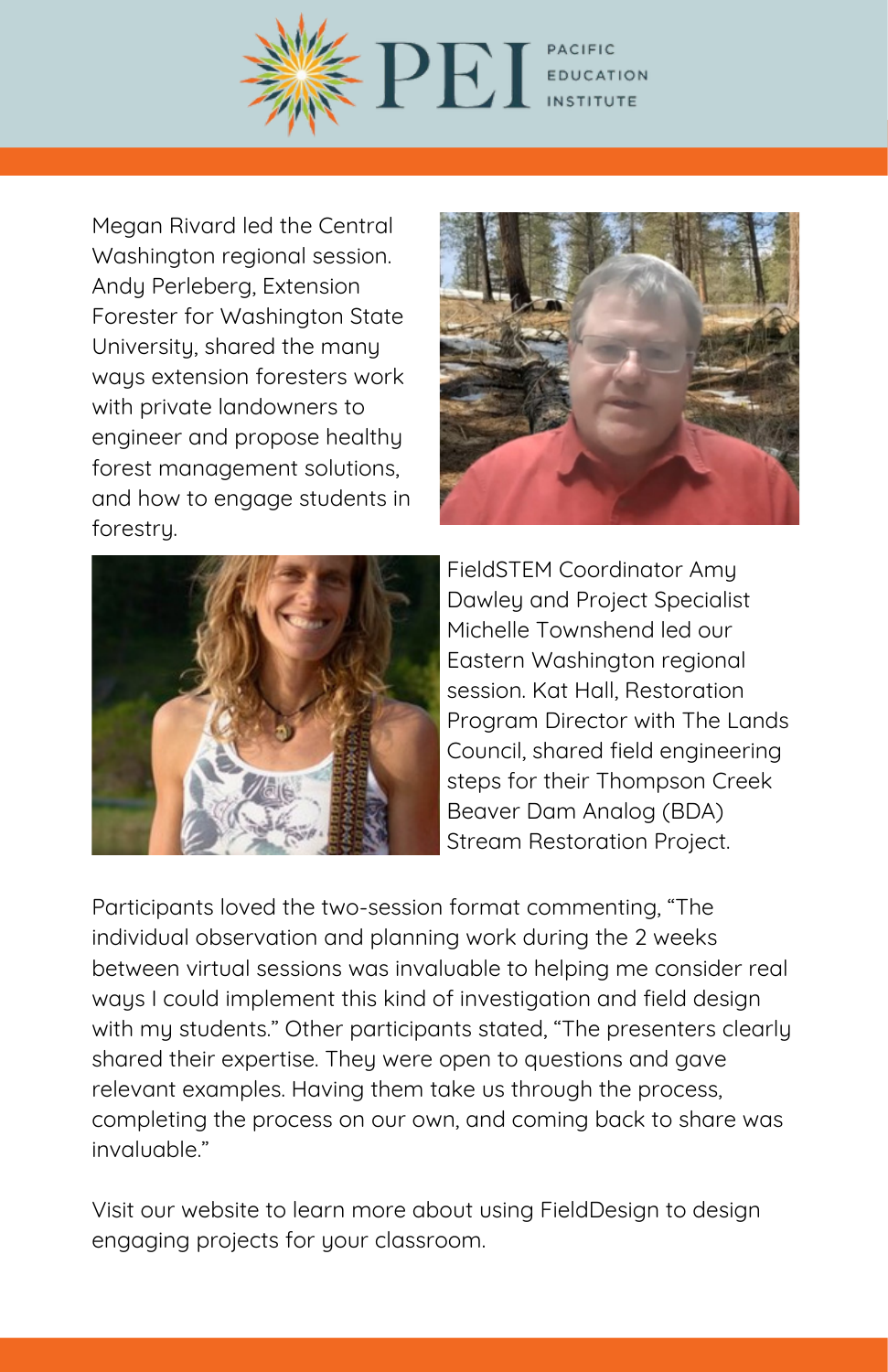Megan Rivard led the Central Washington regional session. Andy Perleberg, Extension Forester for Washington State University, shared the many ways extension foresters work with private landowners to engineer and propose healthy forest management solutions, and how to engage students in forestry.

FieldSTEM Coordinator Amy Dawley and Project Specialist Michelle Townshend led our Eastern Washington regional session. Kat Hall, Restoration Program Director with The Lands Council, shared field engineering steps for their Thompson Creek Beaver Dam Analog (BDA) Stream Restoration Project.

Participants loved the two-session format commenting, "The individual observation and planning work during the 2 weeks between virtual sessions was invaluable to helping me consider real ways I could implement this kind of investigation and field design with my students." Other participants stated, "The presenters clearly shared their expertise. They were open to questions and gave relevant examples. Having them take us through the process, completing the process on our own, and coming back to share was invaluable."

Visit our website to learn more about using FieldDesign to design engaging projects for your classroom.